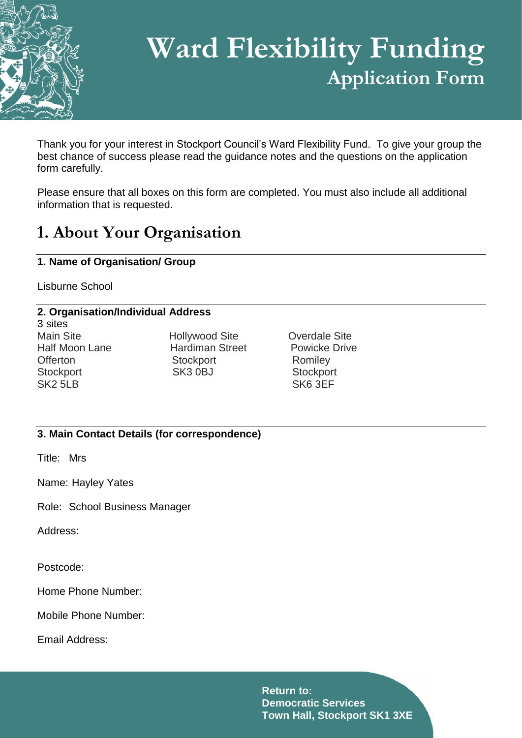# Ward Flexibility Funding

## Application Form

Thank you for your interest in Stockport Council's Ward Flexibility Fund. To give your group the best chance of success please read the guidance notes and the questions on the application form carefully.

Please ensure that all boxes on this form are completed. You must also include all additional information that is requested.

## 1. About Your Organisation

**1. Name of Organisation/ Group**

Lisburne School

**2. Organisation/Individual Address**

3 sites

| Main Site | Hollywood Site | Overdale Site |
|---|---|---|
| Half Moon Lane | Hardiman Street | Powicke Drive |
| Offerton | Stockport | Romiley |
| Stockport | SK3 0BJ | Stockport |
| SK2 5LB | | SK6 3EF |

**3. Main Contact Details (for correspondence)**

Title: Mrs

Name: Hayley Yates

Role: School Business Manager

Address:

Postcode:

Home Phone Number:

Mobile Phone Number:

Email Address:

**Return to:**
**Democratic Services**
**Town Hall, Stockport SK1 3XE**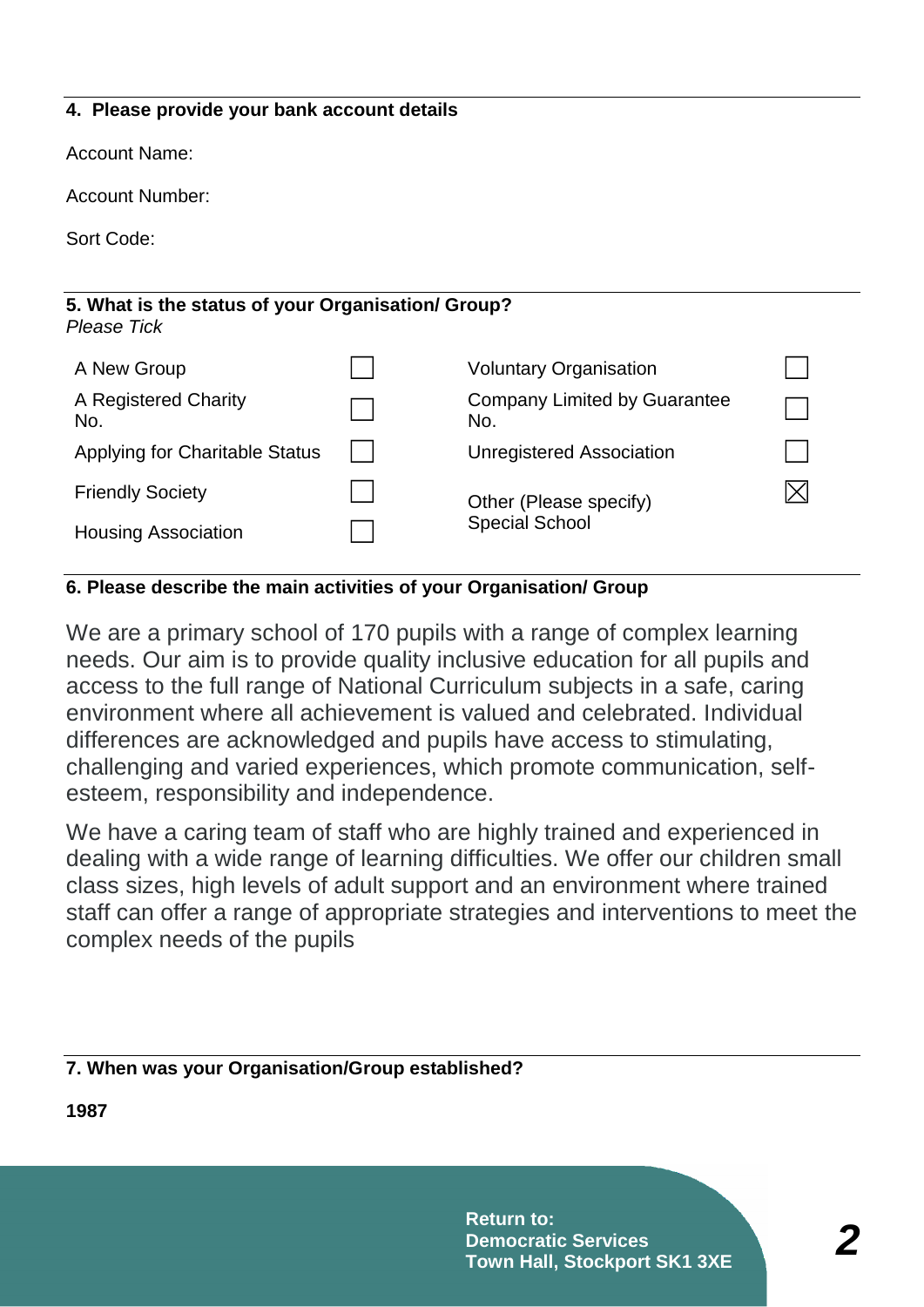**4. Please provide your bank account details**

Account Name:

Account Number:

Sort Code:

**5. What is the status of your Organisation/ Group?**
*Please Tick*

| | | | |
|---|---|---|---|
| A New Group | ☐ | Voluntary Organisation | ☐ |
| A Registered Charity No. | ☐ | Company Limited by Guarantee No. | ☐ |
| Applying for Charitable Status | ☐ | Unregistered Association | ☐ |
| Friendly Society | ☐ | Other (Please specify) Special School | ☒ |
| Housing Association | ☐ | | |

**6. Please describe the main activities of your Organisation/ Group**

We are a primary school of 170 pupils with a range of complex learning needs. Our aim is to provide quality inclusive education for all pupils and access to the full range of National Curriculum subjects in a safe, caring environment where all achievement is valued and celebrated. Individual differences are acknowledged and pupils have access to stimulating, challenging and varied experiences, which promote communication, self-esteem, responsibility and independence.

We have a caring team of staff who are highly trained and experienced in dealing with a wide range of learning difficulties. We offer our children small class sizes, high levels of adult support and an environment where trained staff can offer a range of appropriate strategies and interventions to meet the complex needs of the pupils

**7. When was your Organisation/Group established?**

**1987**

**Return to:**
**Democratic Services**
**Town Hall, Stockport SK1 3XE**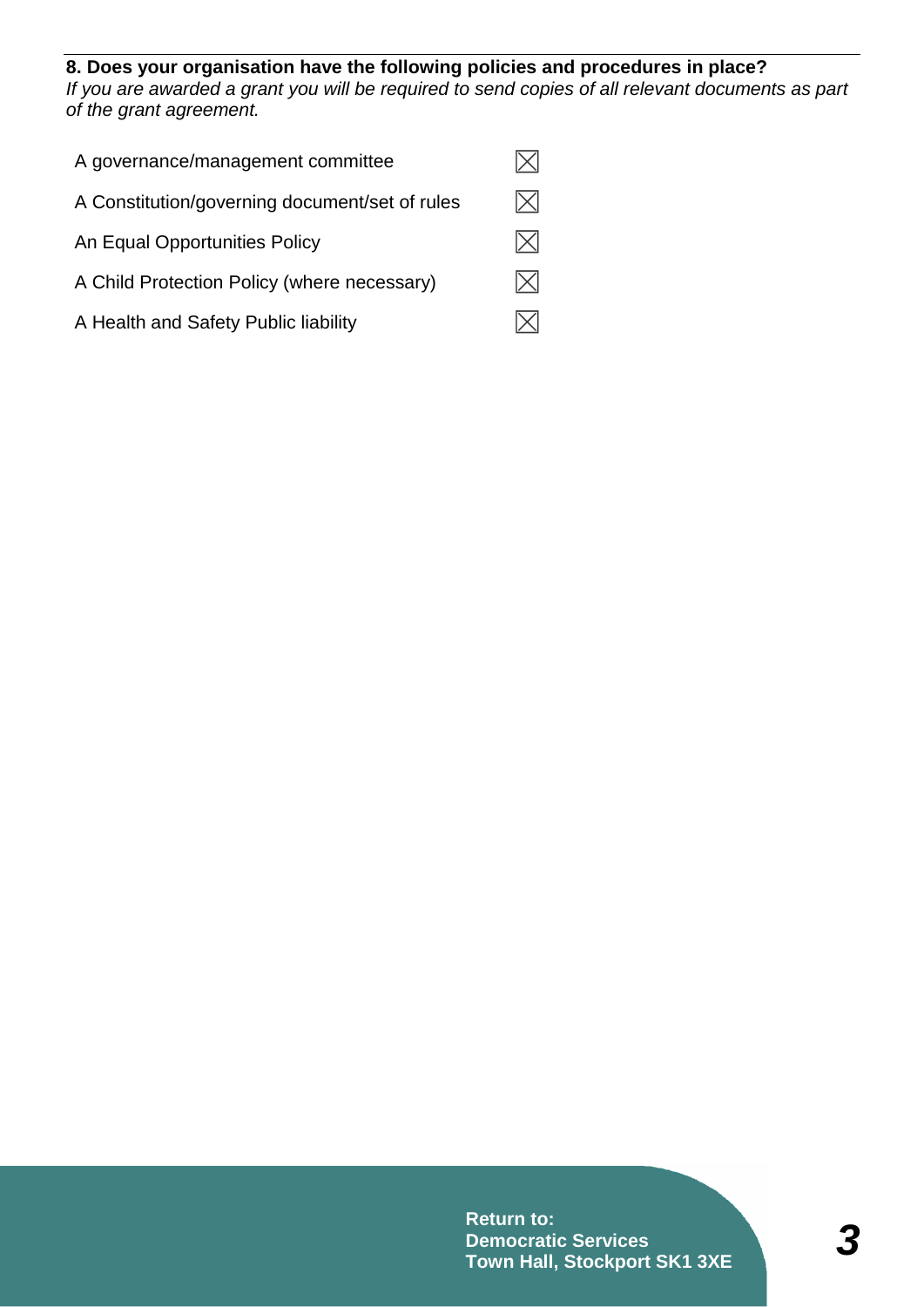**8. Does your organisation have the following policies and procedures in place?**
*If you are awarded a grant you will be required to send copies of all relevant documents as part of the grant agreement.*

- [x] A governance/management committee
- [x] A Constitution/governing document/set of rules
- [x] An Equal Opportunities Policy
- [x] A Child Protection Policy (where necessary)
- [x] A Health and Safety Public liability

**Return to:**
**Democratic Services**
**Town Hall, Stockport SK1 3XE**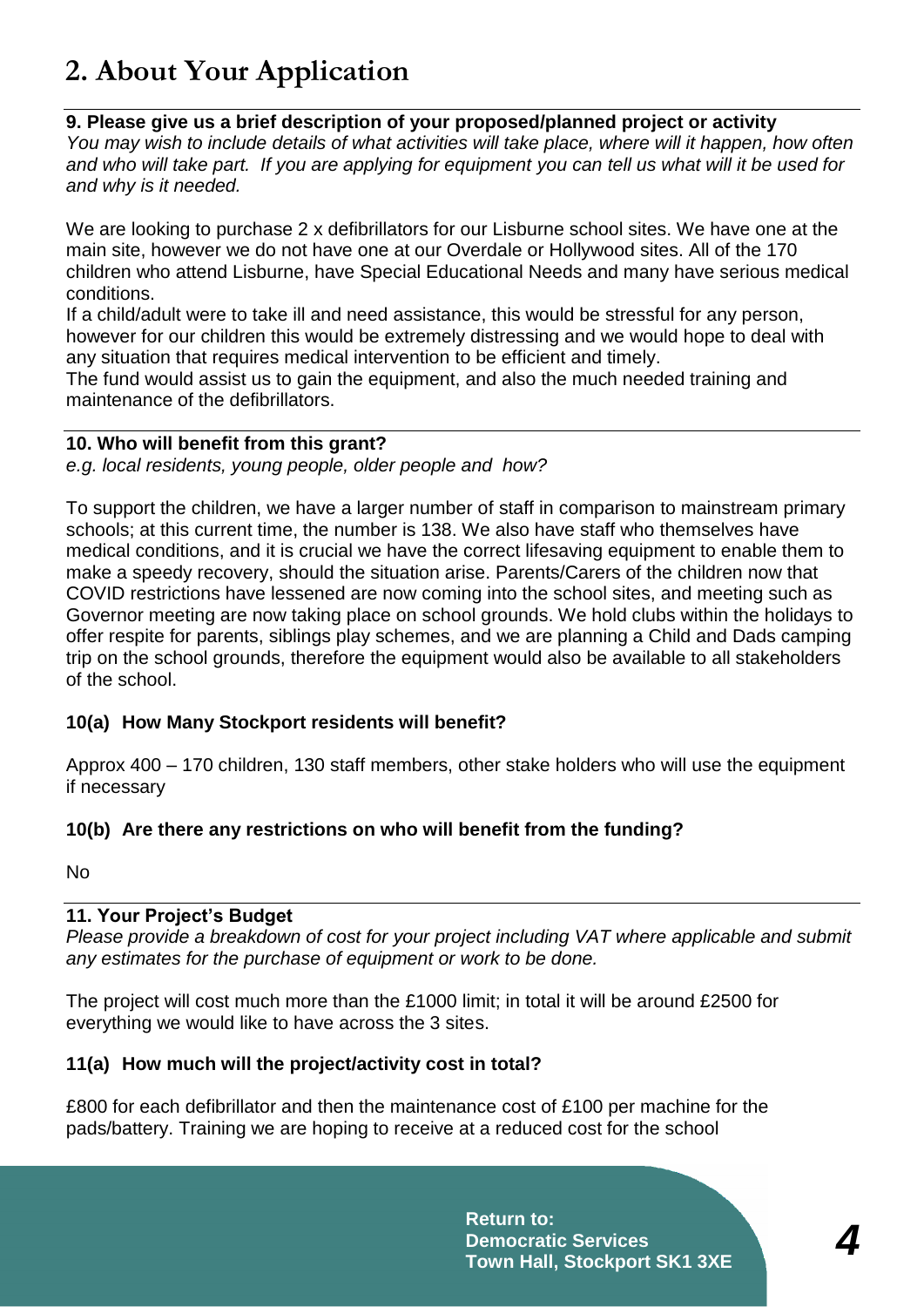# 2. About Your Application

**9. Please give us a brief description of your proposed/planned project or activity**

*You may wish to include details of what activities will take place, where will it happen, how often and who will take part. If you are applying for equipment you can tell us what will it be used for and why is it needed.*

We are looking to purchase 2 x defibrillators for our Lisburne school sites. We have one at the main site, however we do not have one at our Overdale or Hollywood sites. All of the 170 children who attend Lisburne, have Special Educational Needs and many have serious medical conditions.

If a child/adult were to take ill and need assistance, this would be stressful for any person, however for our children this would be extremely distressing and we would hope to deal with any situation that requires medical intervention to be efficient and timely.

The fund would assist us to gain the equipment, and also the much needed training and maintenance of the defibrillators.

**10. Who will benefit from this grant?**

*e.g. local residents, young people, older people and how?*

To support the children, we have a larger number of staff in comparison to mainstream primary schools; at this current time, the number is 138. We also have staff who themselves have medical conditions, and it is crucial we have the correct lifesaving equipment to enable them to make a speedy recovery, should the situation arise. Parents/Carers of the children now that COVID restrictions have lessened are now coming into the school sites, and meeting such as Governor meeting are now taking place on school grounds. We hold clubs within the holidays to offer respite for parents, siblings play schemes, and we are planning a Child and Dads camping trip on the school grounds, therefore the equipment would also be available to all stakeholders of the school.

**10(a) How Many Stockport residents will benefit?**

Approx 400 – 170 children, 130 staff members, other stake holders who will use the equipment if necessary

**10(b) Are there any restrictions on who will benefit from the funding?**

No

**11. Your Project's Budget**

*Please provide a breakdown of cost for your project including VAT where applicable and submit any estimates for the purchase of equipment or work to be done.*

The project will cost much more than the £1000 limit; in total it will be around £2500 for everything we would like to have across the 3 sites.

**11(a) How much will the project/activity cost in total?**

£800 for each defibrillator and then the maintenance cost of £100 per machine for the pads/battery. Training we are hoping to receive at a reduced cost for the school

**Return to:**
**Democratic Services**
**Town Hall, Stockport SK1 3XE**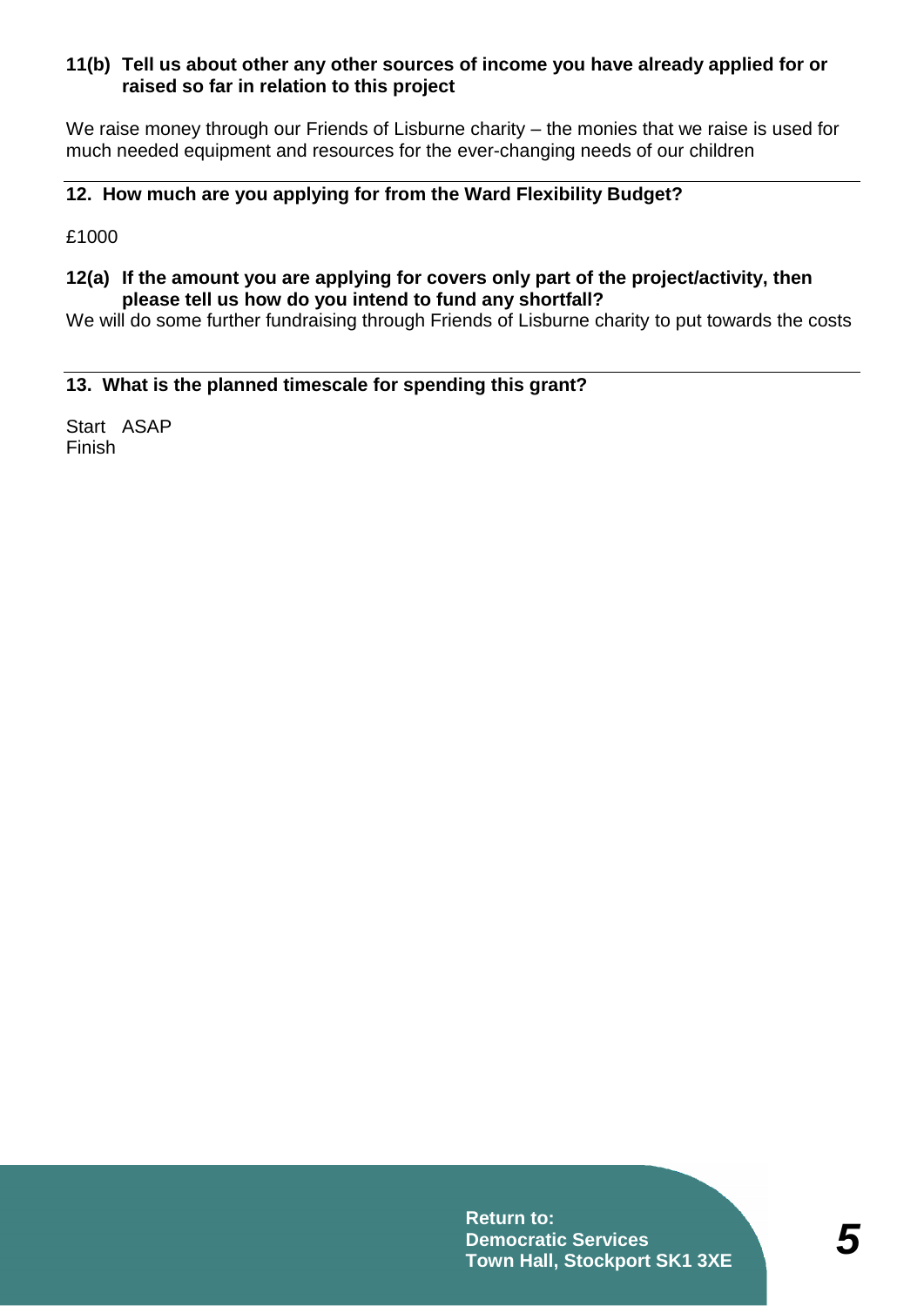**11(b) Tell us about other any other sources of income you have already applied for or raised so far in relation to this project**

We raise money through our Friends of Lisburne charity – the monies that we raise is used for much needed equipment and resources for the ever-changing needs of our children

---

**12. How much are you applying for from the Ward Flexibility Budget?**

£1000

**12(a) If the amount you are applying for covers only part of the project/activity, then please tell us how do you intend to fund any shortfall?**

We will do some further fundraising through Friends of Lisburne charity to put towards the costs

---

**13. What is the planned timescale for spending this grant?**

Start ASAP
Finish

**Return to:**
**Democratic Services**
**Town Hall, Stockport SK1 3XE**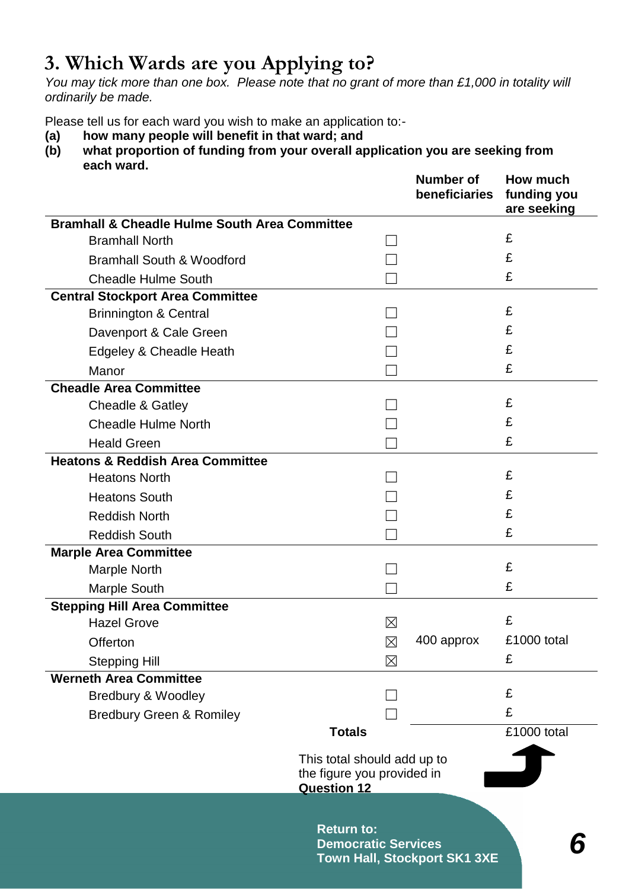# 3. Which Wards are you Applying to?

*You may tick more than one box. Please note that no grant of more than £1,000 in totality will ordinarily be made.*

Please tell us for each ward you wish to make an application to:-

**(a) how many people will benefit in that ward; and**

**(b) what proportion of funding from your overall application you are seeking from each ward.**

| | | Number of beneficiaries | How much funding you are seeking |
|---|---|---|---|
| **Bramhall & Cheadle Hulme South Area Committee** | | | |
| Bramhall North | ☐ | | £ |
| Bramhall South & Woodford | ☐ | | £ |
| Cheadle Hulme South | ☐ | | £ |
| **Central Stockport Area Committee** | | | |
| Brinnington & Central | ☐ | | £ |
| Davenport & Cale Green | ☐ | | £ |
| Edgeley & Cheadle Heath | ☐ | | £ |
| Manor | ☐ | | £ |
| **Cheadle Area Committee** | | | |
| Cheadle & Gatley | ☐ | | £ |
| Cheadle Hulme North | ☐ | | £ |
| Heald Green | ☐ | | £ |
| **Heatons & Reddish Area Committee** | | | |
| Heatons North | ☐ | | £ |
| Heatons South | ☐ | | £ |
| Reddish North | ☐ | | £ |
| Reddish South | ☐ | | £ |
| **Marple Area Committee** | | | |
| Marple North | ☐ | | £ |
| Marple South | ☐ | | £ |
| **Stepping Hill Area Committee** | | | |
| Hazel Grove | ☒ | | £ |
| Offerton | ☒ | 400 approx | £1000 total |
| Stepping Hill | ☒ | | £ |
| **Werneth Area Committee** | | | |
| Bredbury & Woodley | ☐ | | £ |
| Bredbury Green & Romiley | ☐ | | £ |
| **Totals** | | | £1000 total |

This total should add up to the figure you provided in **Question 12**

**Return to:**
**Democratic Services**
**Town Hall, Stockport SK1 3XE**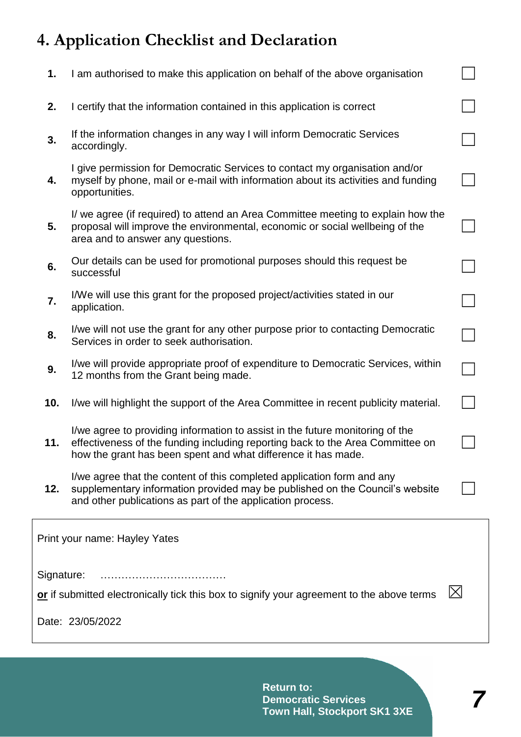# 4. Application Checklist and Declaration

| | | |
|---|---|---|
| **1.** | I am authorised to make this application on behalf of the above organisation | ☐ |
| **2.** | I certify that the information contained in this application is correct | ☐ |
| **3.** | If the information changes in any way I will inform Democratic Services accordingly. | ☐ |
| **4.** | I give permission for Democratic Services to contact my organisation and/or myself by phone, mail or e-mail with information about its activities and funding opportunities. | ☐ |
| **5.** | I/ we agree (if required) to attend an Area Committee meeting to explain how the proposal will improve the environmental, economic or social wellbeing of the area and to answer any questions. | ☐ |
| **6.** | Our details can be used for promotional purposes should this request be successful | ☐ |
| **7.** | I/We will use this grant for the proposed project/activities stated in our application. | ☐ |
| **8.** | I/we will not use the grant for any other purpose prior to contacting Democratic Services in order to seek authorisation. | ☐ |
| **9.** | I/we will provide appropriate proof of expenditure to Democratic Services, within 12 months from the Grant being made. | ☐ |
| **10.** | I/we will highlight the support of the Area Committee in recent publicity material. | ☐ |
| **11.** | I/we agree to providing information to assist in the future monitoring of the effectiveness of the funding including reporting back to the Area Committee on how the grant has been spent and what difference it has made. | ☐ |
| **12.** | I/we agree that the content of this completed application form and any supplementary information provided may be published on the Council's website and other publications as part of the application process. | ☐ |

Print your name: Hayley Yates

Signature: ………………………………

**or** if submitted electronically tick this box to signify your agreement to the above terms ☒

Date: 23/05/2022

**Return to:**
**Democratic Services**
**Town Hall, Stockport SK1 3XE**